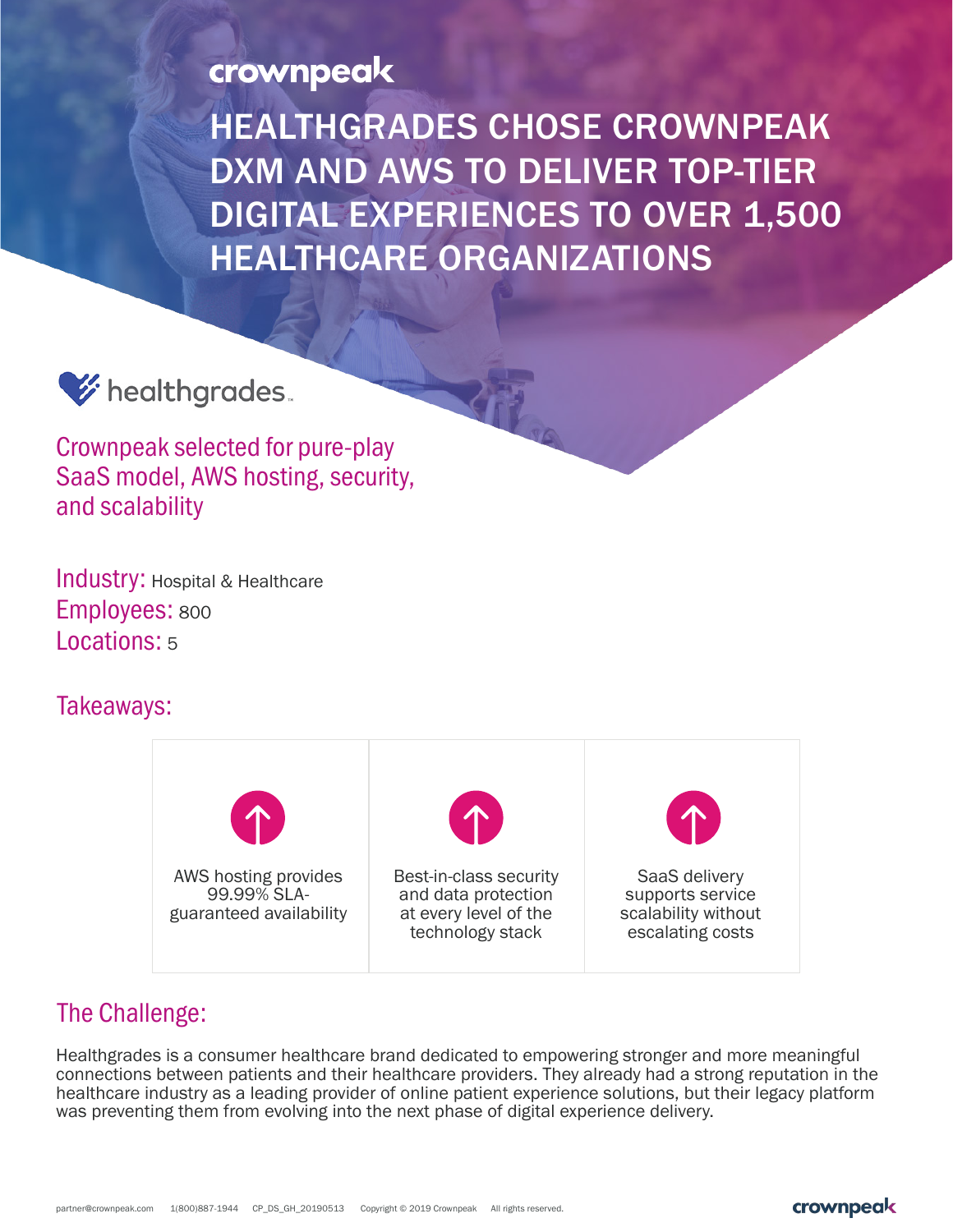crownpeak

# HEALTHGRADES CHOSE CROWNPEAK DXM AND AWS TO DELIVER TOP-TIER DIGITAL EXPERIENCES TO OVER 1,500 HEALTHCARE ORGANIZATIONS

healthgrades

## Crownpeak selected for pure-play SaaS model, AWS hosting, security, and scalability

**Industry:** Hospital & Healthcare
**Employees:** 800
**Locations:** 5

## Takeaways:

| AWS hosting provides 99.99% SLA-guaranteed availability | Best-in-class security and data protection at every level of the technology stack | SaaS delivery supports service scalability without escalating costs |
|---|---|---|

## The Challenge:

Healthgrades is a consumer healthcare brand dedicated to empowering stronger and more meaningful connections between patients and their healthcare providers. They already had a strong reputation in the healthcare industry as a leading provider of online patient experience solutions, but their legacy platform was preventing them from evolving into the next phase of digital experience delivery.

partner@crownpeak.com 1(800)887-1944 CP_DS_GH_20190513 Copyright © 2019 Crownpeak All rights reserved.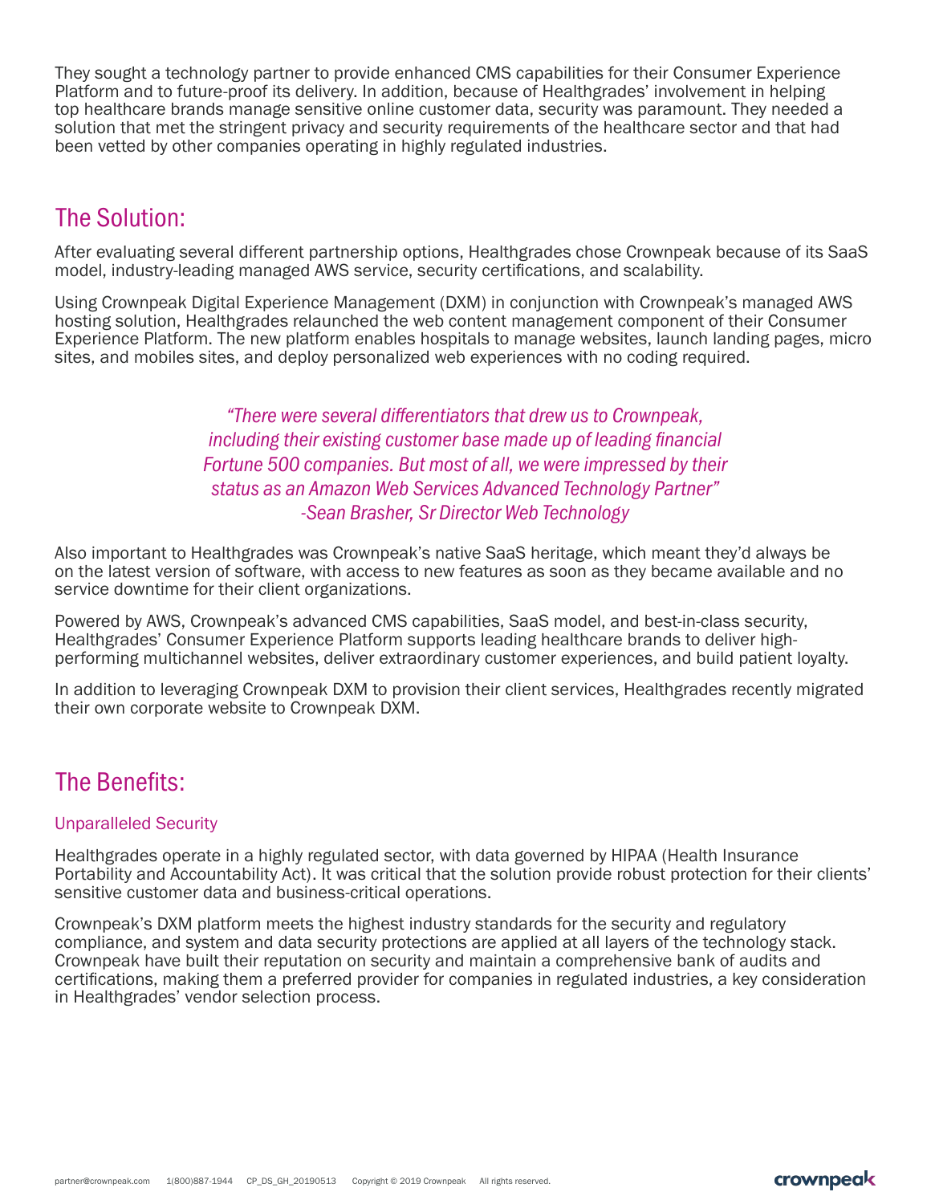They sought a technology partner to provide enhanced CMS capabilities for their Consumer Experience Platform and to future-proof its delivery. In addition, because of Healthgrades' involvement in helping top healthcare brands manage sensitive online customer data, security was paramount. They needed a solution that met the stringent privacy and security requirements of the healthcare sector and that had been vetted by other companies operating in highly regulated industries.

## The Solution:

After evaluating several different partnership options, Healthgrades chose Crownpeak because of its SaaS model, industry-leading managed AWS service, security certifications, and scalability.

Using Crownpeak Digital Experience Management (DXM) in conjunction with Crownpeak's managed AWS hosting solution, Healthgrades relaunched the web content management component of their Consumer Experience Platform. The new platform enables hospitals to manage websites, launch landing pages, micro sites, and mobiles sites, and deploy personalized web experiences with no coding required.

> *"There were several differentiators that drew us to Crownpeak, including their existing customer base made up of leading financial Fortune 500 companies. But most of all, we were impressed by their status as an Amazon Web Services Advanced Technology Partner"*
> *-Sean Brasher, Sr Director Web Technology*

Also important to Healthgrades was Crownpeak's native SaaS heritage, which meant they'd always be on the latest version of software, with access to new features as soon as they became available and no service downtime for their client organizations.

Powered by AWS, Crownpeak's advanced CMS capabilities, SaaS model, and best-in-class security, Healthgrades' Consumer Experience Platform supports leading healthcare brands to deliver high-performing multichannel websites, deliver extraordinary customer experiences, and build patient loyalty.

In addition to leveraging Crownpeak DXM to provision their client services, Healthgrades recently migrated their own corporate website to Crownpeak DXM.

## The Benefits:

### Unparalleled Security

Healthgrades operate in a highly regulated sector, with data governed by HIPAA (Health Insurance Portability and Accountability Act). It was critical that the solution provide robust protection for their clients' sensitive customer data and business-critical operations.

Crownpeak's DXM platform meets the highest industry standards for the security and regulatory compliance, and system and data security protections are applied at all layers of the technology stack. Crownpeak have built their reputation on security and maintain a comprehensive bank of audits and certifications, making them a preferred provider for companies in regulated industries, a key consideration in Healthgrades' vendor selection process.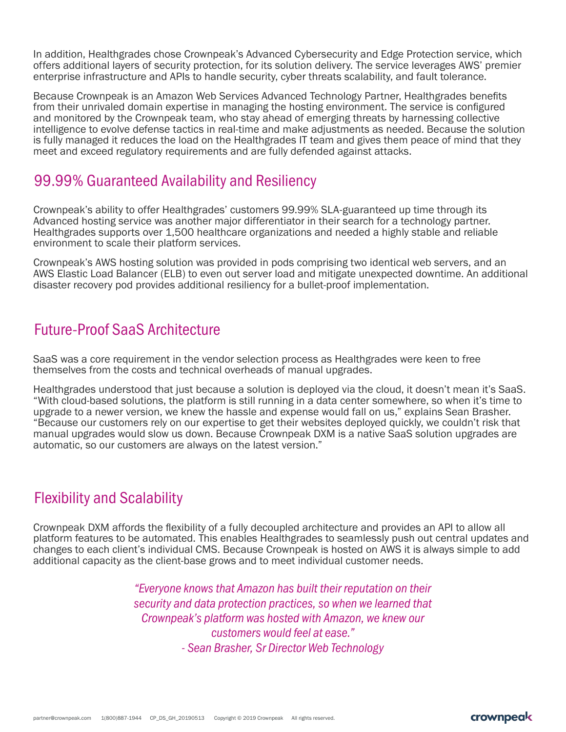In addition, Healthgrades chose Crownpeak's Advanced Cybersecurity and Edge Protection service, which offers additional layers of security protection, for its solution delivery. The service leverages AWS' premier enterprise infrastructure and APIs to handle security, cyber threats scalability, and fault tolerance.

Because Crownpeak is an Amazon Web Services Advanced Technology Partner, Healthgrades benefits from their unrivaled domain expertise in managing the hosting environment. The service is configured and monitored by the Crownpeak team, who stay ahead of emerging threats by harnessing collective intelligence to evolve defense tactics in real-time and make adjustments as needed. Because the solution is fully managed it reduces the load on the Healthgrades IT team and gives them peace of mind that they meet and exceed regulatory requirements and are fully defended against attacks.

## 99.99% Guaranteed Availability and Resiliency

Crownpeak's ability to offer Healthgrades' customers 99.99% SLA-guaranteed up time through its Advanced hosting service was another major differentiator in their search for a technology partner. Healthgrades supports over 1,500 healthcare organizations and needed a highly stable and reliable environment to scale their platform services.

Crownpeak's AWS hosting solution was provided in pods comprising two identical web servers, and an AWS Elastic Load Balancer (ELB) to even out server load and mitigate unexpected downtime. An additional disaster recovery pod provides additional resiliency for a bullet-proof implementation.

## Future-Proof SaaS Architecture

SaaS was a core requirement in the vendor selection process as Healthgrades were keen to free themselves from the costs and technical overheads of manual upgrades.

Healthgrades understood that just because a solution is deployed via the cloud, it doesn't mean it's SaaS. "With cloud-based solutions, the platform is still running in a data center somewhere, so when it's time to upgrade to a newer version, we knew the hassle and expense would fall on us," explains Sean Brasher. "Because our customers rely on our expertise to get their websites deployed quickly, we couldn't risk that manual upgrades would slow us down. Because Crownpeak DXM is a native SaaS solution upgrades are automatic, so our customers are always on the latest version."

## Flexibility and Scalability

Crownpeak DXM affords the flexibility of a fully decoupled architecture and provides an API to allow all platform features to be automated. This enables Healthgrades to seamlessly push out central updates and changes to each client's individual CMS. Because Crownpeak is hosted on AWS it is always simple to add additional capacity as the client-base grows and to meet individual customer needs.

*"Everyone knows that Amazon has built their reputation on their security and data protection practices, so when we learned that Crownpeak's platform was hosted with Amazon, we knew our customers would feel at ease."*
*- Sean Brasher, Sr Director Web Technology*

partner@crownpeak.com 1(800)887-1944 CP_DS_GH_20190513 Copyright © 2019 Crownpeak All rights reserved.